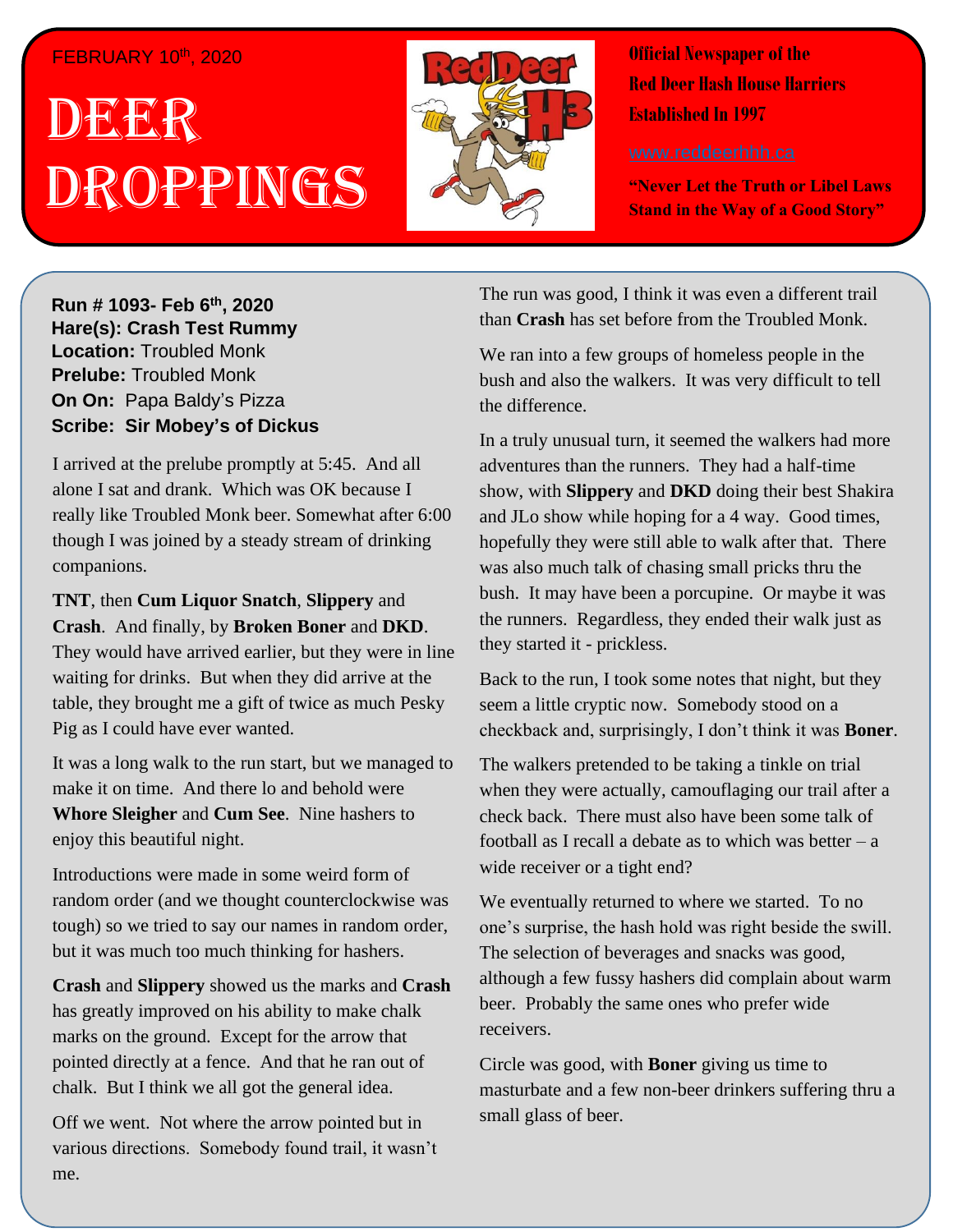FEBRUARY 10th, 2020

# DEER DROPPINGS

**Official Newspaper of the Red Deer Hash House Harriers Established In 1997**

www.reddeerhhh.ca

**"Never Let the Truth or Libel Laws Stand in the Way of a Good Story"**

**Run # 1093- Feb 6th, 2020**
**Hare(s): Crash Test Rummy**
**Location:** Troubled Monk
**Prelube:** Troubled Monk
**On On:** Papa Baldy's Pizza
**Scribe: Sir Mobey's of Dickus**

I arrived at the prelube promptly at 5:45. And all alone I sat and drank. Which was OK because I really like Troubled Monk beer. Somewhat after 6:00 though I was joined by a steady stream of drinking companions.

**TNT**, then **Cum Liquor Snatch**, **Slippery** and **Crash**. And finally, by **Broken Boner** and **DKD**. They would have arrived earlier, but they were in line waiting for drinks. But when they did arrive at the table, they brought me a gift of twice as much Pesky Pig as I could have ever wanted.

It was a long walk to the run start, but we managed to make it on time. And there lo and behold were **Whore Sleigher** and **Cum See**. Nine hashers to enjoy this beautiful night.

Introductions were made in some weird form of random order (and we thought counterclockwise was tough) so we tried to say our names in random order, but it was much too much thinking for hashers.

**Crash** and **Slippery** showed us the marks and **Crash** has greatly improved on his ability to make chalk marks on the ground. Except for the arrow that pointed directly at a fence. And that he ran out of chalk. But I think we all got the general idea.

Off we went. Not where the arrow pointed but in various directions. Somebody found trail, it wasn't me.

The run was good, I think it was even a different trail than **Crash** has set before from the Troubled Monk.

We ran into a few groups of homeless people in the bush and also the walkers. It was very difficult to tell the difference.

In a truly unusual turn, it seemed the walkers had more adventures than the runners. They had a half-time show, with **Slippery** and **DKD** doing their best Shakira and JLo show while hoping for a 4 way. Good times, hopefully they were still able to walk after that. There was also much talk of chasing small pricks thru the bush. It may have been a porcupine. Or maybe it was the runners. Regardless, they ended their walk just as they started it - prickless.

Back to the run, I took some notes that night, but they seem a little cryptic now. Somebody stood on a checkback and, surprisingly, I don't think it was **Boner**.

The walkers pretended to be taking a tinkle on trial when they were actually, camouflaging our trail after a check back. There must also have been some talk of football as I recall a debate as to which was better – a wide receiver or a tight end?

We eventually returned to where we started. To no one's surprise, the hash hold was right beside the swill. The selection of beverages and snacks was good, although a few fussy hashers did complain about warm beer. Probably the same ones who prefer wide receivers.

Circle was good, with **Boner** giving us time to masturbate and a few non-beer drinkers suffering thru a small glass of beer.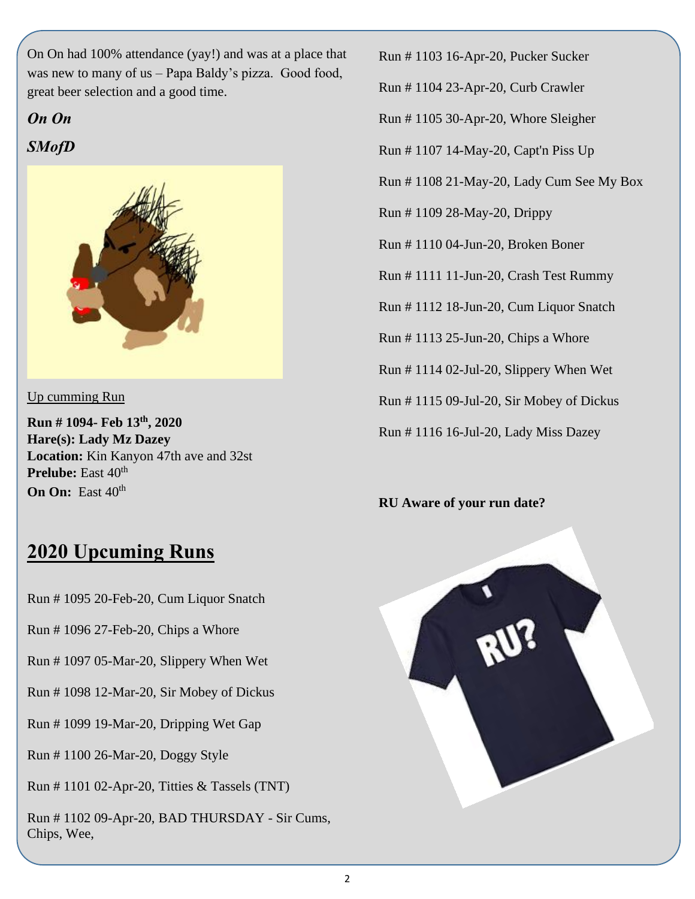On On had 100% attendance (yay!) and was at a place that was new to many of us – Papa Baldy's pizza. Good food, great beer selection and a good time.

***On On***

***SMofD***

Up cumming Run

**Run # 1094- Feb 13th, 2020**
**Hare(s): Lady Mz Dazey**
**Location:** Kin Kanyon 47th ave and 32st
**Prelube:** East 40th
**On On:** East 40th

## 2020 Upcuming Runs

Run # 1095 20-Feb-20, Cum Liquor Snatch

Run # 1096 27-Feb-20, Chips a Whore

Run # 1097 05-Mar-20, Slippery When Wet

Run # 1098 12-Mar-20, Sir Mobey of Dickus

Run # 1099 19-Mar-20, Dripping Wet Gap

Run # 1100 26-Mar-20, Doggy Style

Run # 1101 02-Apr-20, Titties & Tassels (TNT)

Run # 1102 09-Apr-20, BAD THURSDAY - Sir Cums, Chips, Wee,

Run # 1103 16-Apr-20, Pucker Sucker

Run # 1104 23-Apr-20, Curb Crawler

Run # 1105 30-Apr-20, Whore Sleigher

Run # 1107 14-May-20, Capt'n Piss Up

Run # 1108 21-May-20, Lady Cum See My Box

Run # 1109 28-May-20, Drippy

Run # 1110 04-Jun-20, Broken Boner

Run # 1111 11-Jun-20, Crash Test Rummy

Run # 1112 18-Jun-20, Cum Liquor Snatch

Run # 1113 25-Jun-20, Chips a Whore

Run # 1114 02-Jul-20, Slippery When Wet

Run # 1115 09-Jul-20, Sir Mobey of Dickus

Run # 1116 16-Jul-20, Lady Miss Dazey

**RU Aware of your run date?**